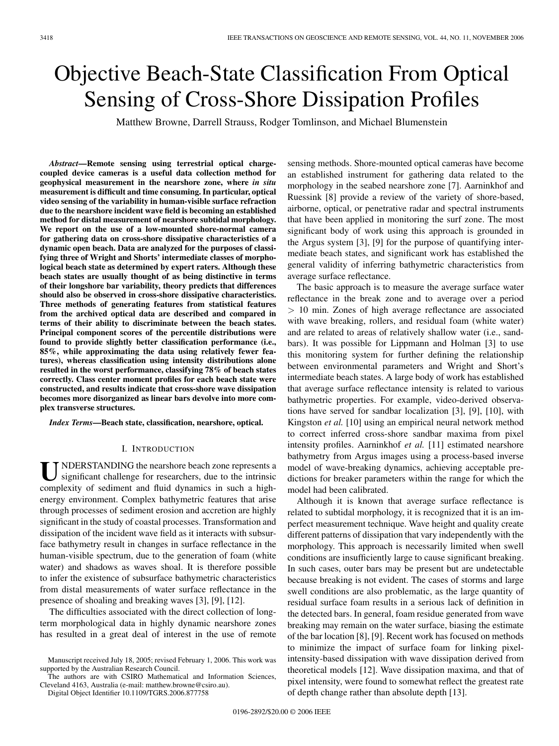# Objective Beach-State Classification From Optical Sensing of Cross-Shore Dissipation Profiles

Matthew Browne, Darrell Strauss, Rodger Tomlinson, and Michael Blumenstein

***Abstract*—Remote sensing using terrestrial optical charge-coupled device cameras is a useful data collection method for geophysical measurement in the nearshore zone, where *in situ* measurement is difficult and time consuming. In particular, optical video sensing of the variability in human-visible surface refraction due to the nearshore incident wave field is becoming an established method for distal measurement of nearshore subtidal morphology. We report on the use of a low-mounted shore-normal camera for gathering data on cross-shore dissipative characteristics of a dynamic open beach. Data are analyzed for the purposes of classifying three of Wright and Shorts' intermediate classes of morphological beach state as determined by expert raters. Although these beach states are usually thought of as being distinctive in terms of their longshore bar variability, theory predicts that differences should also be observed in cross-shore dissipative characteristics. Three methods of generating features from statistical features from the archived optical data are described and compared in terms of their ability to discriminate between the beach states. Principal component scores of the percentile distributions were found to provide slightly better classification performance (i.e., 85%, while approximating the data using relatively fewer features), whereas classification using intensity distributions alone resulted in the worst performance, classifying 78% of beach states correctly. Class center moment profiles for each beach state were constructed, and results indicate that cross-shore wave dissipation becomes more disorganized as linear bars devolve into more complex transverse structures.**

***Index Terms*—Beach state, classification, nearshore, optical.**

## I. Introduction

UNDERSTANDING the nearshore beach zone represents a significant challenge for researchers, due to the intrinsic complexity of sediment and fluid dynamics in such a high-energy environment. Complex bathymetric features that arise through processes of sediment erosion and accretion are highly significant in the study of coastal processes. Transformation and dissipation of the incident wave field as it interacts with subsurface bathymetry result in changes in surface reflectance in the human-visible spectrum, due to the generation of foam (white water) and shadows as waves shoal. It is therefore possible to infer the existence of subsurface bathymetric characteristics from distal measurements of water surface reflectance in the presence of shoaling and breaking waves [3], [9], [12].

The difficulties associated with the direct collection of long-term morphological data in highly dynamic nearshore zones has resulted in a great deal of interest in the use of remote sensing methods. Shore-mounted optical cameras have become an established instrument for gathering data related to the morphology in the seabed nearshore zone [7]. Aarninkhof and Ruessink [8] provide a review of the variety of shore-based, airborne, optical, or penetrative radar and spectral instruments that have been applied in monitoring the surf zone. The most significant body of work using this approach is grounded in the Argus system [3], [9] for the purpose of quantifying intermediate beach states, and significant work has established the general validity of inferring bathymetric characteristics from average surface reflectance.

The basic approach is to measure the average surface water reflectance in the break zone and to average over a period > 10 min. Zones of high average reflectance are associated with wave breaking, rollers, and residual foam (white water) and are related to areas of relatively shallow water (i.e., sandbars). It was possible for Lippmann and Holman [3] to use this monitoring system for further defining the relationship between environmental parameters and Wright and Short's intermediate beach states. A large body of work has established that average surface reflectance intensity is related to various bathymetric properties. For example, video-derived observations have served for sandbar localization [3], [9], [10], with Kingston *et al.* [10] using an empirical neural network method to correct inferred cross-shore sandbar maxima from pixel intensity profiles. Aarninkhof *et al.* [11] estimated nearshore bathymetry from Argus images using a process-based inverse model of wave-breaking dynamics, achieving acceptable predictions for breaker parameters within the range for which the model had been calibrated.

Although it is known that average surface reflectance is related to subtidal morphology, it is recognized that it is an imperfect measurement technique. Wave height and quality create different patterns of dissipation that vary independently with the morphology. This approach is necessarily limited when swell conditions are insufficiently large to cause significant breaking. In such cases, outer bars may be present but are undetectable because breaking is not evident. The cases of storms and large swell conditions are also problematic, as the large quantity of residual surface foam results in a serious lack of definition in the detected bars. In general, foam residue generated from wave breaking may remain on the water surface, biasing the estimate of the bar location [8], [9]. Recent work has focused on methods to minimize the impact of surface foam for linking pixel-intensity-based dissipation with wave dissipation derived from theoretical models [12]. Wave dissipation maxima, and that of pixel intensity, were found to somewhat reflect the greatest rate of depth change rather than absolute depth [13].

Manuscript received July 18, 2005; revised February 1, 2006. This work was supported by the Australian Research Council.

The authors are with CSIRO Mathematical and Information Sciences, Cleveland 4163, Australia (e-mail: matthew.browne@csiro.au).

Digital Object Identifier 10.1109/TGRS.2006.877758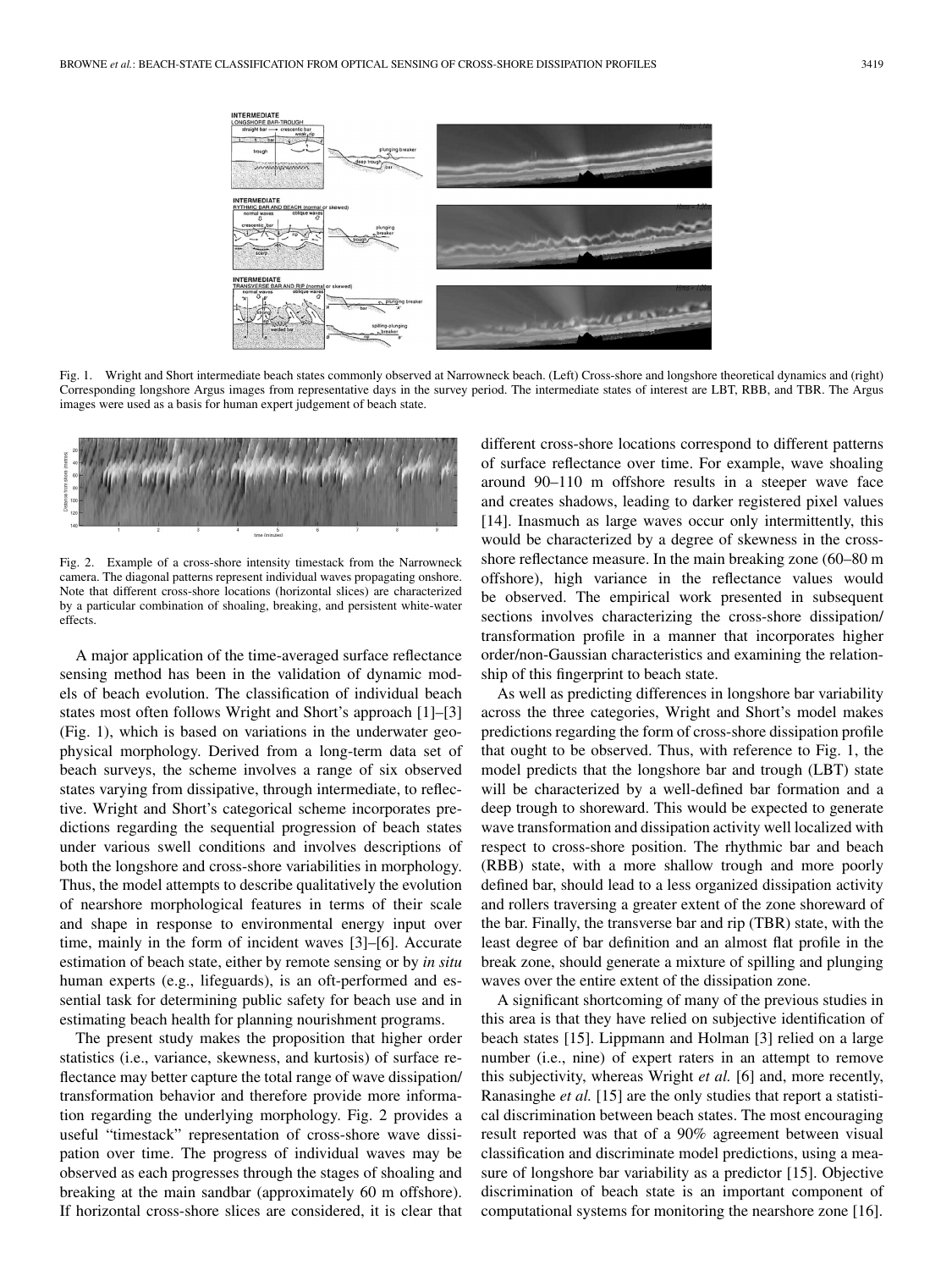Fig. 1. Wright and Short intermediate beach states commonly observed at Narrowneck beach. (Left) Cross-shore and longshore theoretical dynamics and (right) Corresponding longshore Argus images from representative days in the survey period. The intermediate states of interest are LBT, RBB, and TBR. The Argus images were used as a basis for human expert judgement of beach state.

Fig. 2. Example of a cross-shore intensity timestack from the Narrowneck camera. The diagonal patterns represent individual waves propagating onshore. Note that different cross-shore locations (horizontal slices) are characterized by a particular combination of shoaling, breaking, and persistent white-water effects.

A major application of the time-averaged surface reflectance sensing method has been in the validation of dynamic models of beach evolution. The classification of individual beach states most often follows Wright and Short's approach [1]–[3] (Fig. 1), which is based on variations in the underwater geophysical morphology. Derived from a long-term data set of beach surveys, the scheme involves a range of six observed states varying from dissipative, through intermediate, to reflective. Wright and Short's categorical scheme incorporates predictions regarding the sequential progression of beach states under various swell conditions and involves descriptions of both the longshore and cross-shore variabilities in morphology. Thus, the model attempts to describe qualitatively the evolution of nearshore morphological features in terms of their scale and shape in response to environmental energy input over time, mainly in the form of incident waves [3]–[6]. Accurate estimation of beach state, either by remote sensing or by *in situ* human experts (e.g., lifeguards), is an oft-performed and essential task for determining public safety for beach use and in estimating beach health for planning nourishment programs.

The present study makes the proposition that higher order statistics (i.e., variance, skewness, and kurtosis) of surface reflectance may better capture the total range of wave dissipation/transformation behavior and therefore provide more information regarding the underlying morphology. Fig. 2 provides a useful "timestack" representation of cross-shore wave dissipation over time. The progress of individual waves may be observed as each progresses through the stages of shoaling and breaking at the main sandbar (approximately 60 m offshore). If horizontal cross-shore slices are considered, it is clear that different cross-shore locations correspond to different patterns of surface reflectance over time. For example, wave shoaling around 90–110 m offshore results in a steeper wave face and creates shadows, leading to darker registered pixel values [14]. Inasmuch as large waves occur only intermittently, this would be characterized by a degree of skewness in the cross-shore reflectance measure. In the main breaking zone (60–80 m offshore), high variance in the reflectance values would be observed. The empirical work presented in subsequent sections involves characterizing the cross-shore dissipation/transformation profile in a manner that incorporates higher order/non-Gaussian characteristics and examining the relationship of this fingerprint to beach state.

As well as predicting differences in longshore bar variability across the three categories, Wright and Short's model makes predictions regarding the form of cross-shore dissipation profile that ought to be observed. Thus, with reference to Fig. 1, the model predicts that the longshore bar and trough (LBT) state will be characterized by a well-defined bar formation and a deep trough to shoreward. This would be expected to generate wave transformation and dissipation activity well localized with respect to cross-shore position. The rhythmic bar and beach (RBB) state, with a more shallow trough and more poorly defined bar, should lead to a less organized dissipation activity and rollers traversing a greater extent of the zone shoreward of the bar. Finally, the transverse bar and rip (TBR) state, with the least degree of bar definition and an almost flat profile in the break zone, should generate a mixture of spilling and plunging waves over the entire extent of the dissipation zone.

A significant shortcoming of many of the previous studies in this area is that they have relied on subjective identification of beach states [15]. Lippmann and Holman [3] relied on a large number (i.e., nine) of expert raters in an attempt to remove this subjectivity, whereas Wright *et al.* [6] and, more recently, Ranasinghe *et al.* [15] are the only studies that report a statistical discrimination between beach states. The most encouraging result reported was that of a 90% agreement between visual classification and discriminate model predictions, using a measure of longshore bar variability as a predictor [15]. Objective discrimination of beach state is an important component of computational systems for monitoring the nearshore zone [16].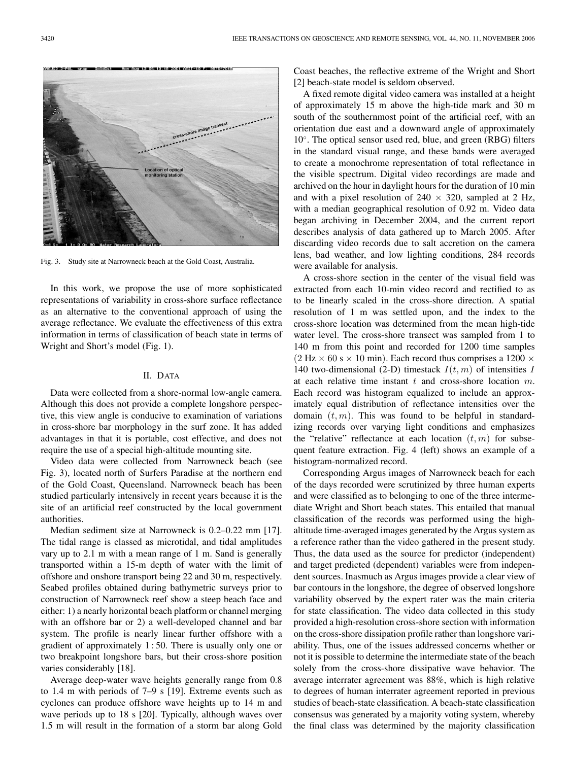Fig. 3. Study site at Narrowneck beach at the Gold Coast, Australia.

In this work, we propose the use of more sophisticated representations of variability in cross-shore surface reflectance as an alternative to the conventional approach of using the average reflectance. We evaluate the effectiveness of this extra information in terms of classification of beach state in terms of Wright and Short's model (Fig. 1).

## II. Data

Data were collected from a shore-normal low-angle camera. Although this does not provide a complete longshore perspective, this view angle is conducive to examination of variations in cross-shore bar morphology in the surf zone. It has added advantages in that it is portable, cost effective, and does not require the use of a special high-altitude mounting site.

Video data were collected from Narrowneck beach (see Fig. 3), located north of Surfers Paradise at the northern end of the Gold Coast, Queensland. Narrowneck beach has been studied particularly intensively in recent years because it is the site of an artificial reef constructed by the local government authorities.

Median sediment size at Narrowneck is 0.2–0.22 mm [17]. The tidal range is classed as microtidal, and tidal amplitudes vary up to 2.1 m with a mean range of 1 m. Sand is generally transported within a 15-m depth of water with the limit of offshore and onshore transport being 22 and 30 m, respectively. Seabed profiles obtained during bathymetric surveys prior to construction of Narrowneck reef show a steep beach face and either: 1) a nearly horizontal beach platform or channel merging with an offshore bar or 2) a well-developed channel and bar system. The profile is nearly linear further offshore with a gradient of approximately 1 : 50. There is usually only one or two breakpoint longshore bars, but their cross-shore position varies considerably [18].

Average deep-water wave heights generally range from 0.8 to 1.4 m with periods of 7–9 s [19]. Extreme events such as cyclones can produce offshore wave heights up to 14 m and wave periods up to 18 s [20]. Typically, although waves over 1.5 m will result in the formation of a storm bar along Gold Coast beaches, the reflective extreme of the Wright and Short [2] beach-state model is seldom observed.

A fixed remote digital video camera was installed at a height of approximately 15 m above the high-tide mark and 30 m south of the southernmost point of the artificial reef, with an orientation due east and a downward angle of approximately 10°. The optical sensor used red, blue, and green (RBG) filters in the standard visual range, and these bands were averaged to create a monochrome representation of total reflectance in the visible spectrum. Digital video recordings are made and archived on the hour in daylight hours for the duration of 10 min and with a pixel resolution of 240 × 320, sampled at 2 Hz, with a median geographical resolution of 0.92 m. Video data began archiving in December 2004, and the current report describes analysis of data gathered up to March 2005. After discarding video records due to salt accretion on the camera lens, bad weather, and low lighting conditions, 284 records were available for analysis.

A cross-shore section in the center of the visual field was extracted from each 10-min video record and rectified to as to be linearly scaled in the cross-shore direction. A spatial resolution of 1 m was settled upon, and the index to the cross-shore location was determined from the mean high-tide water level. The cross-shore transect was sampled from 1 to 140 m from this point and recorded for 1200 time samples (2 Hz × 60 s × 10 min). Each record thus comprises a 1200 × 140 two-dimensional (2-D) timestack $I(t, m)$ of intensities $I$ at each relative time instant $t$ and cross-shore location $m$. Each record was histogram equalized to include an approximately equal distribution of reflectance intensities over the domain $(t, m)$. This was found to be helpful in standardizing records over varying light conditions and emphasizes the "relative" reflectance at each location $(t, m)$ for subsequent feature extraction. Fig. 4 (left) shows an example of a histogram-normalized record.

Corresponding Argus images of Narrowneck beach for each of the days recorded were scrutinized by three human experts and were classified as to belonging to one of the three intermediate Wright and Short beach states. This entailed that manual classification of the records was performed using the high-altitude time-averaged images generated by the Argus system as a reference rather than the video gathered in the present study. Thus, the data used as the source for predictor (independent) and target predicted (dependent) variables were from independent sources. Inasmuch as Argus images provide a clear view of bar contours in the longshore, the degree of observed longshore variability observed by the expert rater was the main criteria for state classification. The video data collected in this study provided a high-resolution cross-shore section with information on the cross-shore dissipation profile rather than longshore variability. Thus, one of the issues addressed concerns whether or not it is possible to determine the intermediate state of the beach solely from the cross-shore dissipative wave behavior. The average interrater agreement was 88%, which is high relative to degrees of human interrater agreement reported in previous studies of beach-state classification. A beach-state classification consensus was generated by a majority voting system, whereby the final class was determined by the majority classification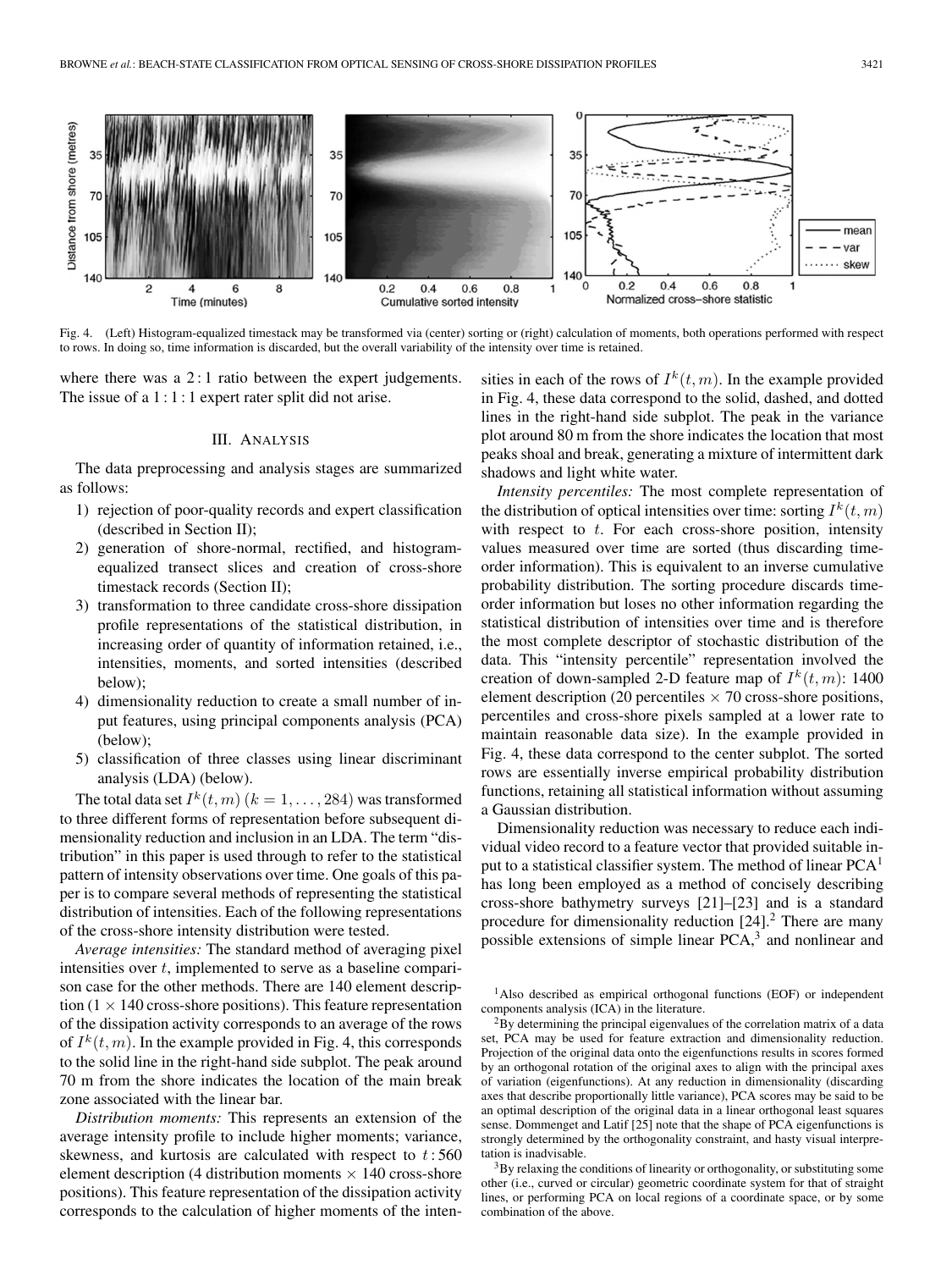Fig. 4. (Left) Histogram-equalized timestack may be transformed via (center) sorting or (right) calculation of moments, both operations performed with respect to rows. In doing so, time information is discarded, but the overall variability of the intensity over time is retained.

where there was a 2 : 1 ratio between the expert judgements. The issue of a 1 : 1 : 1 expert rater split did not arise.

## III. Analysis

The data preprocessing and analysis stages are summarized as follows:

1) rejection of poor-quality records and expert classification (described in Section II);
2) generation of shore-normal, rectified, and histogram-equalized transect slices and creation of cross-shore timestack records (Section II);
3) transformation to three candidate cross-shore dissipation profile representations of the statistical distribution, in increasing order of quantity of information retained, i.e., intensities, moments, and sorted intensities (described below);
4) dimensionality reduction to create a small number of input features, using principal components analysis (PCA) (below);
5) classification of three classes using linear discriminant analysis (LDA) (below).

The total data set $I^k(t, m)$ $(k = 1, \ldots, 284)$ was transformed to three different forms of representation before subsequent dimensionality reduction and inclusion in an LDA. The term "distribution" in this paper is used through to refer to the statistical pattern of intensity observations over time. One goals of this paper is to compare several methods of representing the statistical distribution of intensities. Each of the following representations of the cross-shore intensity distribution were tested.

*Average intensities:* The standard method of averaging pixel intensities over $t$, implemented to serve as a baseline comparison case for the other methods. There are 140 element description ($1 \times 140$ cross-shore positions). This feature representation of the dissipation activity corresponds to an average of the rows of $I^k(t, m)$. In the example provided in Fig. 4, this corresponds to the solid line in the right-hand side subplot. The peak around 70 m from the shore indicates the location of the main break zone associated with the linear bar.

*Distribution moments:* This represents an extension of the average intensity profile to include higher moments; variance, skewness, and kurtosis are calculated with respect to $t$ : 560 element description (4 distribution moments $\times$ 140 cross-shore positions). This feature representation of the dissipation activity corresponds to the calculation of higher moments of the intensities in each of the rows of $I^k(t, m)$. In the example provided in Fig. 4, these data correspond to the solid, dashed, and dotted lines in the right-hand side subplot. The peak in the variance plot around 80 m from the shore indicates the location that most peaks shoal and break, generating a mixture of intermittent dark shadows and light white water.

*Intensity percentiles:* The most complete representation of the distribution of optical intensities over time: sorting $I^k(t, m)$ with respect to $t$. For each cross-shore position, intensity values measured over time are sorted (thus discarding time-order information). This is equivalent to an inverse cumulative probability distribution. The sorting procedure discards time-order information but loses no other information regarding the statistical distribution of intensities over time and is therefore the most complete descriptor of stochastic distribution of the data. This "intensity percentile" representation involved the creation of down-sampled 2-D feature map of $I^k(t, m)$: 1400 element description (20 percentiles $\times$ 70 cross-shore positions, percentiles and cross-shore pixels sampled at a lower rate to maintain reasonable data size). In the example provided in Fig. 4, these data correspond to the center subplot. The sorted rows are essentially inverse empirical probability distribution functions, retaining all statistical information without assuming a Gaussian distribution.

Dimensionality reduction was necessary to reduce each individual video record to a feature vector that provided suitable input to a statistical classifier system. The method of linear PCA[1] has long been employed as a method of concisely describing cross-shore bathymetry surveys [21]–[23] and is a standard procedure for dimensionality reduction [24].[2] There are many possible extensions of simple linear PCA,[3] and nonlinear and

[1]Also described as empirical orthogonal functions (EOF) or independent components analysis (ICA) in the literature.

[2]By determining the principal eigenvalues of the correlation matrix of a data set, PCA may be used for feature extraction and dimensionality reduction. Projection of the original data onto the eigenfunctions results in scores formed by an orthogonal rotation of the original axes to align with the principal axes of variation (eigenfunctions). At any reduction in dimensionality (discarding axes that describe proportionally little variance), PCA scores may be said to be an optimal description of the original data in a linear orthogonal least squares sense. Dommenget and Latif [25] note that the shape of PCA eigenfunctions is strongly determined by the orthogonality constraint, and hasty visual interpretation is inadvisable.

[3]By relaxing the conditions of linearity or orthogonality, or substituting some other (i.e., curved or circular) geometric coordinate system for that of straight lines, or performing PCA on local regions of a coordinate space, or by some combination of the above.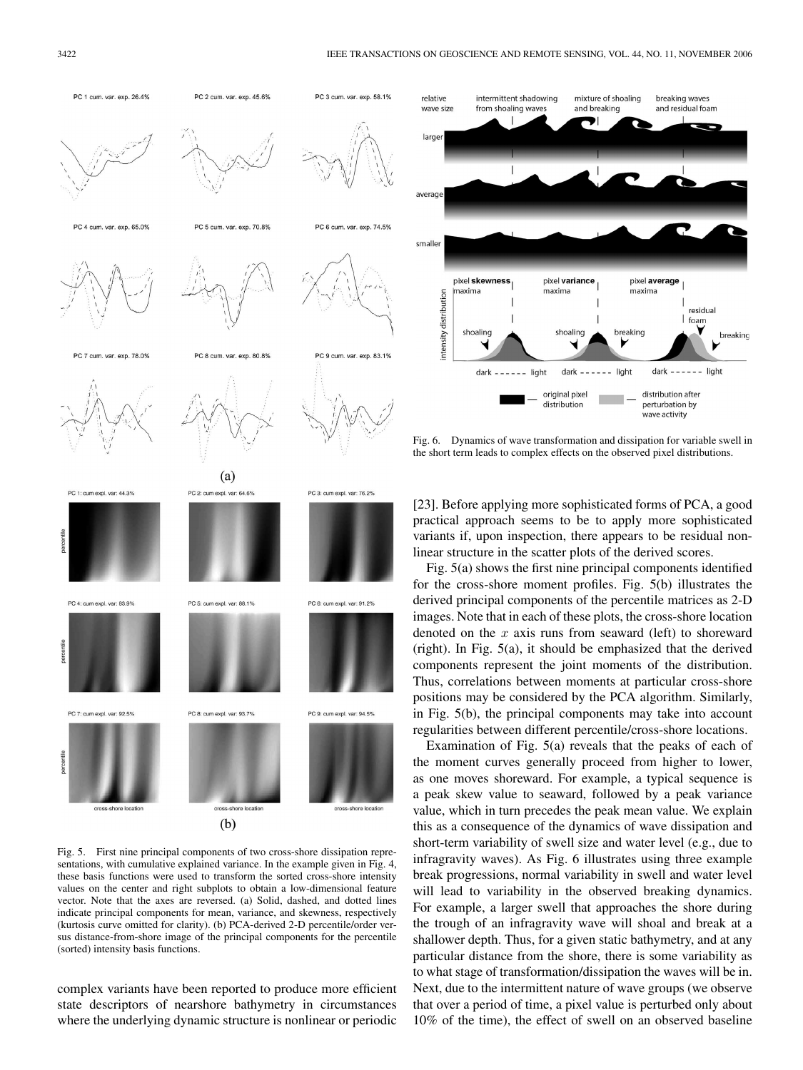Fig. 5. First nine principal components of two cross-shore dissipation representations, with cumulative explained variance. In the example given in Fig. 4, these basis functions were used to transform the sorted cross-shore intensity values on the center and right subplots to obtain a low-dimensional feature vector. Note that the axes are reversed. (a) Solid, dashed, and dotted lines indicate principal components for mean, variance, and skewness, respectively (kurtosis curve omitted for clarity). (b) PCA-derived 2-D percentile/order versus distance-from-shore image of the principal components for the percentile (sorted) intensity basis functions.

Fig. 6. Dynamics of wave transformation and dissipation for variable swell in the short term leads to complex effects on the observed pixel distributions.

complex variants have been reported to produce more efficient state descriptors of nearshore bathymetry in circumstances where the underlying dynamic structure is nonlinear or periodic [23]. Before applying more sophisticated forms of PCA, a good practical approach seems to be to apply more sophisticated variants if, upon inspection, there appears to be residual nonlinear structure in the scatter plots of the derived scores.

Fig. 5(a) shows the first nine principal components identified for the cross-shore moment profiles. Fig. 5(b) illustrates the derived principal components of the percentile matrices as 2-D images. Note that in each of these plots, the cross-shore location denoted on the $x$ axis runs from seaward (left) to shoreward (right). In Fig. 5(a), it should be emphasized that the derived components represent the joint moments of the distribution. Thus, correlations between moments at particular cross-shore positions may be considered by the PCA algorithm. Similarly, in Fig. 5(b), the principal components may take into account regularities between different percentile/cross-shore locations.

Examination of Fig. 5(a) reveals that the peaks of each of the moment curves generally proceed from higher to lower, as one moves shoreward. For example, a typical sequence is a peak skew value to seaward, followed by a peak variance value, which in turn precedes the peak mean value. We explain this as a consequence of the dynamics of wave dissipation and short-term variability of swell size and water level (e.g., due to infragravity waves). As Fig. 6 illustrates using three example break progressions, normal variability in swell and water level will lead to variability in the observed breaking dynamics. For example, a larger swell that approaches the shore during the trough of an infragravity wave will shoal and break at a shallower depth. Thus, for a given static bathymetry, and at any particular distance from the shore, there is some variability as to what stage of transformation/dissipation the waves will be in. Next, due to the intermittent nature of wave groups (we observe that over a period of time, a pixel value is perturbed only about 10% of the time), the effect of swell on an observed baseline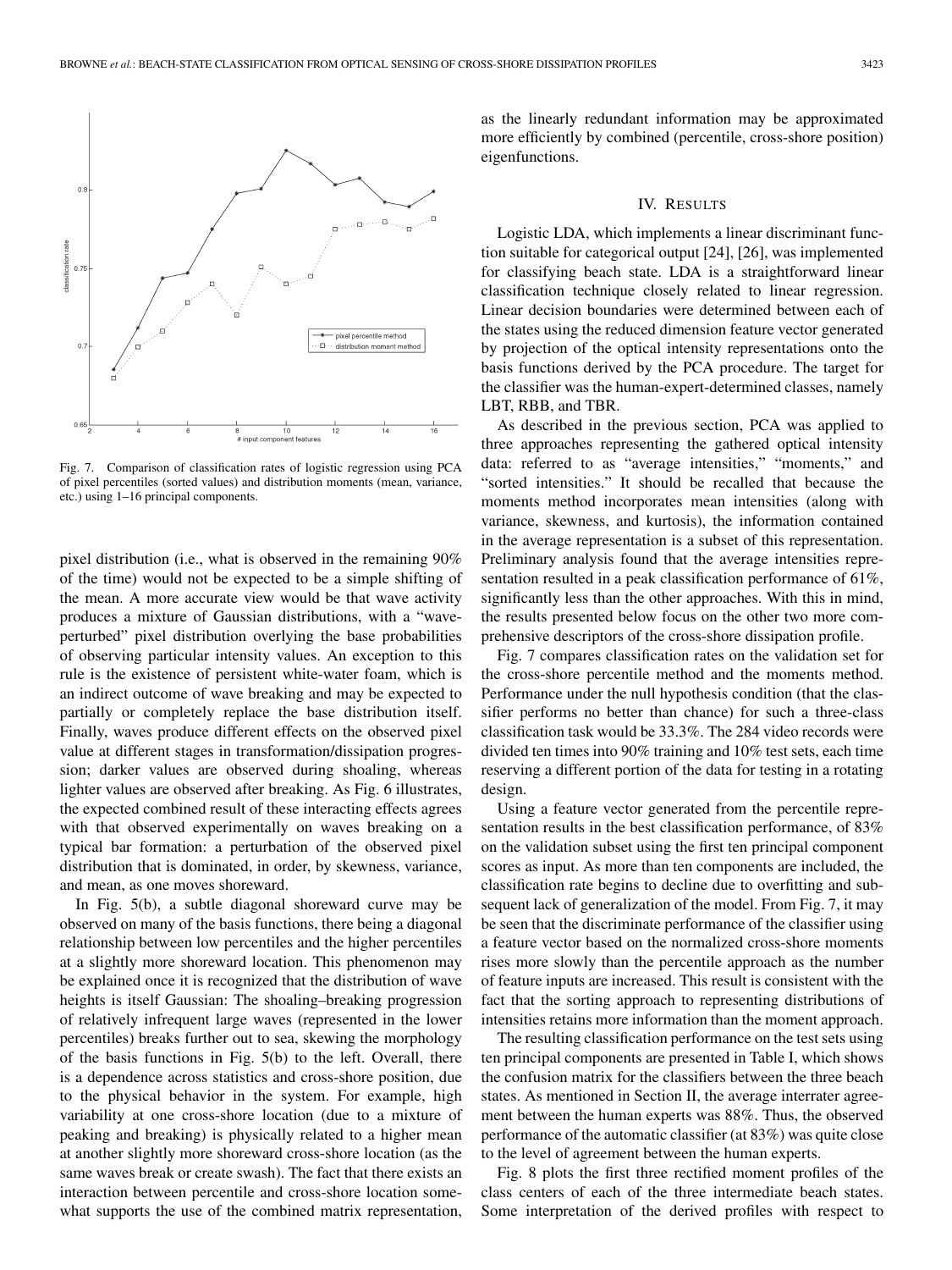0.8

0.75

0.7

0.65

classification rate

2 4 6 8 10 12 14 16

# input component features

pixel percentile method

distribution moment method

Fig. 7. Comparison of classification rates of logistic regression using PCA of pixel percentiles (sorted values) and distribution moments (mean, variance, etc.) using 1–16 principal components.

pixel distribution (i.e., what is observed in the remaining 90% of the time) would not be expected to be a simple shifting of the mean. A more accurate view would be that wave activity produces a mixture of Gaussian distributions, with a "wave-perturbed" pixel distribution overlying the base probabilities of observing particular intensity values. An exception to this rule is the existence of persistent white-water foam, which is an indirect outcome of wave breaking and may be expected to partially or completely replace the base distribution itself. Finally, waves produce different effects on the observed pixel value at different stages in transformation/dissipation progression; darker values are observed during shoaling, whereas lighter values are observed after breaking. As Fig. 6 illustrates, the expected combined result of these interacting effects agrees with that observed experimentally on waves breaking on a typical bar formation: a perturbation of the observed pixel distribution that is dominated, in order, by skewness, variance, and mean, as one moves shoreward.

In Fig. 5(b), a subtle diagonal shoreward curve may be observed on many of the basis functions, there being a diagonal relationship between low percentiles and the higher percentiles at a slightly more shoreward location. This phenomenon may be explained once it is recognized that the distribution of wave heights is itself Gaussian: The shoaling–breaking progression of relatively infrequent large waves (represented in the lower percentiles) breaks further out to sea, skewing the morphology of the basis functions in Fig. 5(b) to the left. Overall, there is a dependence across statistics and cross-shore position, due to the physical behavior in the system. For example, high variability at one cross-shore location (due to a mixture of peaking and breaking) is physically related to a higher mean at another slightly more shoreward cross-shore location (as the same waves break or create swash). The fact that there exists an interaction between percentile and cross-shore location somewhat supports the use of the combined matrix representation, as the linearly redundant information may be approximated more efficiently by combined (percentile, cross-shore position) eigenfunctions.

## IV. Results

Logistic LDA, which implements a linear discriminant function suitable for categorical output [24], [26], was implemented for classifying beach state. LDA is a straightforward linear classification technique closely related to linear regression. Linear decision boundaries were determined between each of the states using the reduced dimension feature vector generated by projection of the optical intensity representations onto the basis functions derived by the PCA procedure. The target for the classifier was the human-expert-determined classes, namely LBT, RBB, and TBR.

As described in the previous section, PCA was applied to three approaches representing the gathered optical intensity data: referred to as "average intensities," "moments," and "sorted intensities." It should be recalled that because the moments method incorporates mean intensities (along with variance, skewness, and kurtosis), the information contained in the average representation is a subset of this representation. Preliminary analysis found that the average intensities representation resulted in a peak classification performance of 61%, significantly less than the other approaches. With this in mind, the results presented below focus on the other two more comprehensive descriptors of the cross-shore dissipation profile.

Fig. 7 compares classification rates on the validation set for the cross-shore percentile method and the moments method. Performance under the null hypothesis condition (that the classifier performs no better than chance) for such a three-class classification task would be 33.3%. The 284 video records were divided ten times into 90% training and 10% test sets, each time reserving a different portion of the data for testing in a rotating design.

Using a feature vector generated from the percentile representation results in the best classification performance, of 83% on the validation subset using the first ten principal component scores as input. As more than ten components are included, the classification rate begins to decline due to overfitting and subsequent lack of generalization of the model. From Fig. 7, it may be seen that the discriminate performance of the classifier using a feature vector based on the normalized cross-shore moments rises more slowly than the percentile approach as the number of feature inputs are increased. This result is consistent with the fact that the sorting approach to representing distributions of intensities retains more information than the moment approach.

The resulting classification performance on the test sets using ten principal components are presented in Table I, which shows the confusion matrix for the classifiers between the three beach states. As mentioned in Section II, the average interrater agreement between the human experts was 88%. Thus, the observed performance of the automatic classifier (at 83%) was quite close to the level of agreement between the human experts.

Fig. 8 plots the first three rectified moment profiles of the class centers of each of the three intermediate beach states. Some interpretation of the derived profiles with respect to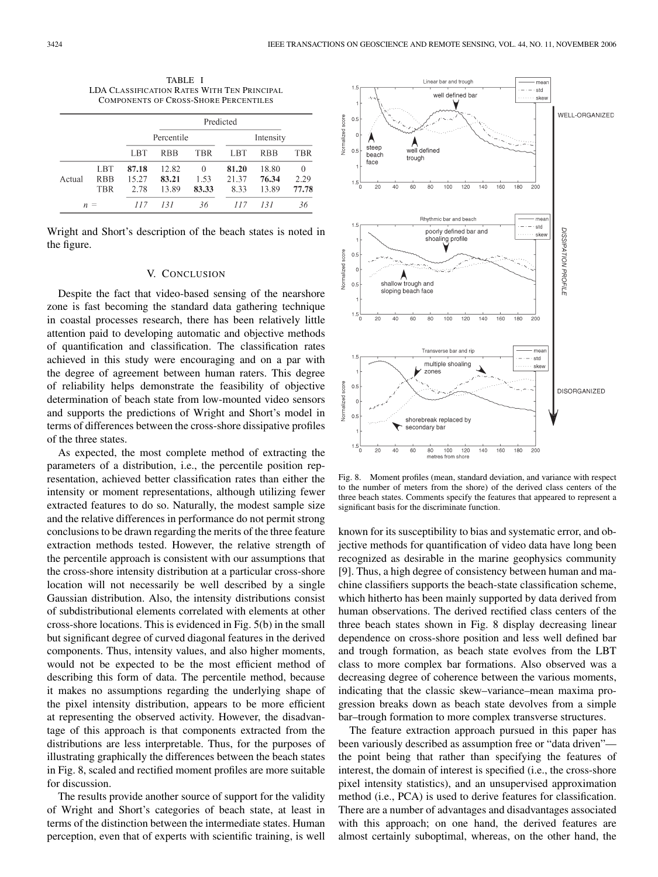TABLE I
LDA Classification Rates With Ten Principal Components of Cross-Shore Percentiles

| | | Predicted | | | | | |
|---|---|---|---|---|---|---|---|
| | | Percentile | | | Intensity | | |
| | | LBT | RBB | TBR | LBT | RBB | TBR |
| Actual | LBT | **87.18** | 12.82 | 0 | **81.20** | 18.80 | 0 |
| | RBB | 15.27 | **83.21** | 1.53 | 21.37 | **76.34** | 2.29 |
| | TBR | 2.78 | 13.89 | **83.33** | 8.33 | 13.89 | **77.78** |
| | $n$ = | *117* | *131* | *36* | *117* | *131* | *36* |

Wright and Short's description of the beach states is noted in the figure.

## V. Conclusion

Despite the fact that video-based sensing of the nearshore zone is fast becoming the standard data gathering technique in coastal processes research, there has been relatively little attention paid to developing automatic and objective methods of quantification and classification. The classification rates achieved in this study were encouraging and on a par with the degree of agreement between human raters. This degree of reliability helps demonstrate the feasibility of objective determination of beach state from low-mounted video sensors and supports the predictions of Wright and Short's model in terms of differences between the cross-shore dissipative profiles of the three states.

As expected, the most complete method of extracting the parameters of a distribution, i.e., the percentile position representation, achieved better classification rates than either the intensity or moment representations, although utilizing fewer extracted features to do so. Naturally, the modest sample size and the relative differences in performance do not permit strong conclusions to be drawn regarding the merits of the three feature extraction methods tested. However, the relative strength of the percentile approach is consistent with our assumptions that the cross-shore intensity distribution at a particular cross-shore location will not necessarily be well described by a single Gaussian distribution. Also, the intensity distributions consist of subdistributional elements correlated with elements at other cross-shore locations. This is evidenced in Fig. 5(b) in the small but significant degree of curved diagonal features in the derived components. Thus, intensity values, and also higher moments, would not be expected to be the most efficient method of describing this form of data. The percentile method, because it makes no assumptions regarding the underlying shape of the pixel intensity distribution, appears to be more efficient at representing the observed activity. However, the disadvantage of this approach is that components extracted from the distributions are less interpretable. Thus, for the purposes of illustrating graphically the differences between the beach states in Fig. 8, scaled and rectified moment profiles are more suitable for discussion.

The results provide another source of support for the validity of Wright and Short's categories of beach state, at least in terms of the distinction between the intermediate states. Human perception, even that of experts with scientific training, is well known for its susceptibility to bias and systematic error, and objective methods for quantification of video data have long been recognized as desirable in the marine geophysics community [9]. Thus, a high degree of consistency between human and machine classifiers supports the beach-state classification scheme, which hitherto has been mainly supported by data derived from human observations. The derived rectified class centers of the three beach states shown in Fig. 8 display decreasing linear dependence on cross-shore position and less well defined bar and trough formation, as beach state evolves from the LBT class to more complex bar formations. Also observed was a decreasing degree of coherence between the various moments, indicating that the classic skew–variance–mean maxima progression breaks down as beach state devolves from a simple bar–trough formation to more complex transverse structures.

The feature extraction approach pursued in this paper has been variously described as assumption free or "data driven"—the point being that rather than specifying the features of interest, the domain of interest is specified (i.e., the cross-shore pixel intensity statistics), and an unsupervised approximation method (i.e., PCA) is used to derive features for classification. There are a number of advantages and disadvantages associated with this approach; on one hand, the derived features are almost certainly suboptimal, whereas, on the other hand, the

Fig. 8. Moment profiles (mean, standard deviation, and variance with respect to the number of meters from the shore) of the derived class centers of the three beach states. Comments specify the features that appeared to represent a significant basis for the discriminate function.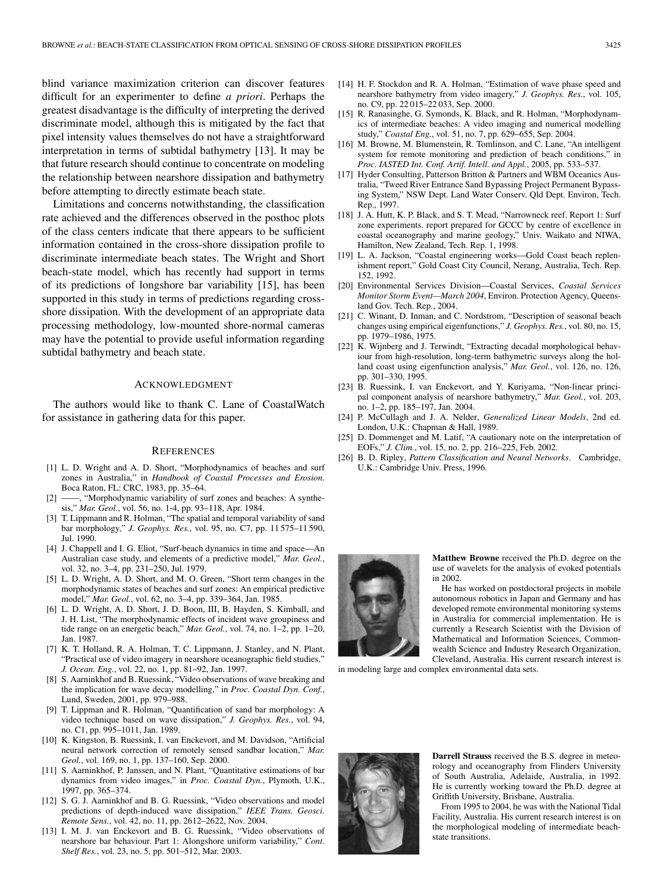blind variance maximization criterion can discover features difficult for an experimenter to define *a priori*. Perhaps the greatest disadvantage is the difficulty of interpreting the derived discriminate model, although this is mitigated by the fact that pixel intensity values themselves do not have a straightforward interpretation in terms of subtidal bathymetry [13]. It may be that future research should continue to concentrate on modeling the relationship between nearshore dissipation and bathymetry before attempting to directly estimate beach state.

Limitations and concerns notwithstanding, the classification rate achieved and the differences observed in the posthoc plots of the class centers indicate that there appears to be sufficient information contained in the cross-shore dissipation profile to discriminate intermediate beach states. The Wright and Short beach-state model, which has recently had support in terms of its predictions of longshore bar variability [15], has been supported in this study in terms of predictions regarding cross-shore dissipation. With the development of an appropriate data processing methodology, low-mounted shore-normal cameras may have the potential to provide useful information regarding subtidal bathymetry and beach state.

## Acknowledgment

The authors would like to thank C. Lane of CoastalWatch for assistance in gathering data for this paper.

## References

[1] L. D. Wright and A. D. Short, "Morphodynamics of beaches and surf zones in Australia," in *Handbook of Coastal Processes and Erosion*. Boca Raton, FL: CRC, 1983, pp. 35–64.

[2] ——, "Morphodynamic variability of surf zones and beaches: A synthesis," *Mar. Geol.*, vol. 56, no. 1-4, pp. 93–118, Apr. 1984.

[3] T. Lippmann and R. Holman, "The spatial and temporal variability of sand bar morphology," *J. Geophys. Res.*, vol. 95, no. C7, pp. 11 575–11 590, Jul. 1990.

[4] J. Chappell and I. G. Eliot, "Surf-beach dynamics in time and space—An Australian case study, and elements of a predictive model," *Mar. Geol.*, vol. 32, no. 3–4, pp. 231–250, Jul. 1979.

[5] L. D. Wright, A. D. Short, and M. O. Green, "Short term changes in the morphodynamic states of beaches and surf zones: An empirical predictive model," *Mar. Geol.*, vol. 62, no. 3–4, pp. 339–364, Jan. 1985.

[6] L. D. Wright, A. D. Short, J. D. Boon, III, B. Hayden, S. Kimball, and J. H. List, "The morphodynamic effects of incident wave groupiness and tide range on an energetic beach," *Mar. Geol.*, vol. 74, no. 1–2, pp. 1–20, Jan. 1987.

[7] K. T. Holland, R. A. Holman, T. C. Lippmann, J. Stanley, and N. Plant, "Practical use of video imagery in nearshore oceanographic field studies," *J. Ocean. Eng.*, vol. 22, no. 1, pp. 81–92, Jan. 1997.

[8] S. Aarninkhof and B. Ruessink, "Video observations of wave breaking and the implication for wave decay modelling," in *Proc. Coastal Dyn. Conf.*, Lund, Sweden, 2001, pp. 979–988.

[9] T. Lippman and R. Holman, "Quantification of sand bar morphology: A video technique based on wave dissipation," *J. Geophys. Res.*, vol. 94, no. C1, pp. 995–1011, Jan. 1989.

[10] K. Kingston, B. Ruessink, I. van Enckevort, and M. Davidson, "Artificial neural network correction of remotely sensed sandbar location," *Mar. Geol.*, vol. 169, no. 1, pp. 137–160, Sep. 2000.

[11] S. Aarninkhof, P. Janssen, and N. Plant, "Quantitative estimations of bar dynamics from video images," in *Proc. Coastal Dyn.*, Plymoth, U.K., 1997, pp. 365–374.

[12] S. G. J. Aarninkhof and B. G. Ruessink, "Video observations and model predictions of depth-induced wave dissipation," *IEEE Trans. Geosci. Remote Sens.*, vol. 42, no. 11, pp. 2612–2622, Nov. 2004.

[13] I. M. J. van Enckevort and B. G. Ruessink, "Video observations of nearshore bar behaviour. Part 1: Alongshore uniform variability," *Cont. Shelf Res.*, vol. 23, no. 5, pp. 501–512, Mar. 2003.

[14] H. F. Stockdon and R. A. Holman, "Estimation of wave phase speed and nearshore bathymetry from video imagery," *J. Geophys. Res.*, vol. 105, no. C9, pp. 22 015–22 033, Sep. 2000.

[15] R. Ranasinghe, G. Symonds, K. Black, and R. Holman, "Morphodynamics of intermediate beaches: A video imaging and numerical modelling study," *Coastal Eng.*, vol. 51, no. 7, pp. 629–655, Sep. 2004.

[16] M. Browne, M. Blumenstein, R. Tomlinson, and C. Lane, "An intelligent system for remote monitoring and prediction of beach conditions," in *Proc. IASTED Int. Conf. Artif. Intell. and Appl.*, 2005, pp. 533–537.

[17] Hyder Consulting, Patterson Britton & Partners and WBM Oceanics Australia, "Tweed River Entrance Sand Bypassing Project Permanent Bypassing System," NSW Dept. Land Water Conserv. Qld Dept. Environ, Tech. Rep., 1997.

[18] J. A. Hutt, K. P. Black, and S. T. Mead, "Narrowneck reef. Report 1: Surf zone experiments. report prepared for GCCC by centre of excellence in coastal oceanography and marine geology," Univ. Waikato and NIWA, Hamilton, New Zealand, Tech. Rep. 1, 1998.

[19] L. A. Jackson, "Coastal engineering works—Gold Coast beach replenishment report," Gold Coast City Council, Nerang, Australia, Tech. Rep. 152, 1992.

[20] Environmental Services Division—Coastal Services, *Coastal Services Monitor Storm Event—March 2004*, Environ. Protection Agency, Queensland Gov. Tech. Rep., 2004.

[21] C. Winant, D. Inman, and C. Nordstrom, "Description of seasonal beach changes using empirical eigenfunctions," *J. Geophys. Res.*, vol. 80, no. 15, pp. 1979–1986, 1975.

[22] K. Wijnberg and J. Terwindt, "Extracting decadal morphological behaviour from high-resolution, long-term bathymetric surveys along the holland coast using eigenfunction analysis," *Mar. Geol.*, vol. 126, no. 126, pp. 301–330, 1995.

[23] B. Ruessink, I. van Enckevort, and Y. Kuriyama, "Non-linear principal component analysis of nearshore bathymetry," *Mar. Geol.*, vol. 203, no. 1–2, pp. 185–197, Jan. 2004.

[24] P. McCullagh and J. A. Nelder, *Generalized Linear Models*, 2nd ed. London, U.K.: Chapman & Hall, 1989.

[25] D. Dommenget and M. Latif, "A cautionary note on the interpretation of EOFs," *J. Clim.*, vol. 15, no. 2, pp. 216–225, Feb. 2002.

[26] B. D. Ripley, *Pattern Classification and Neural Networks*. Cambridge, U.K.: Cambridge Univ. Press, 1996.

**Matthew Browne** received the Ph.D. degree on the use of wavelets for the analysis of evoked potentials in 2002.

He has worked on postdoctoral projects in mobile autonomous robotics in Japan and Germany and has developed remote environmental monitoring systems in Australia for commercial implementation. He is currently a Research Scientist with the Division of Mathematical and Information Sciences, Commonwealth Science and Industry Research Organization, Cleveland, Australia. His current research interest is in modeling large and complex environmental data sets.

**Darrell Strauss** received the B.S. degree in meteorology and oceanography from Flinders University of South Australia, Adelaide, Australia, in 1992. He is currently working toward the Ph.D. degree at Griffith University, Brisbane, Australia.

From 1995 to 2004, he was with the National Tidal Facility, Australia. His current research interest is on the morphological modeling of intermediate beach-state transitions.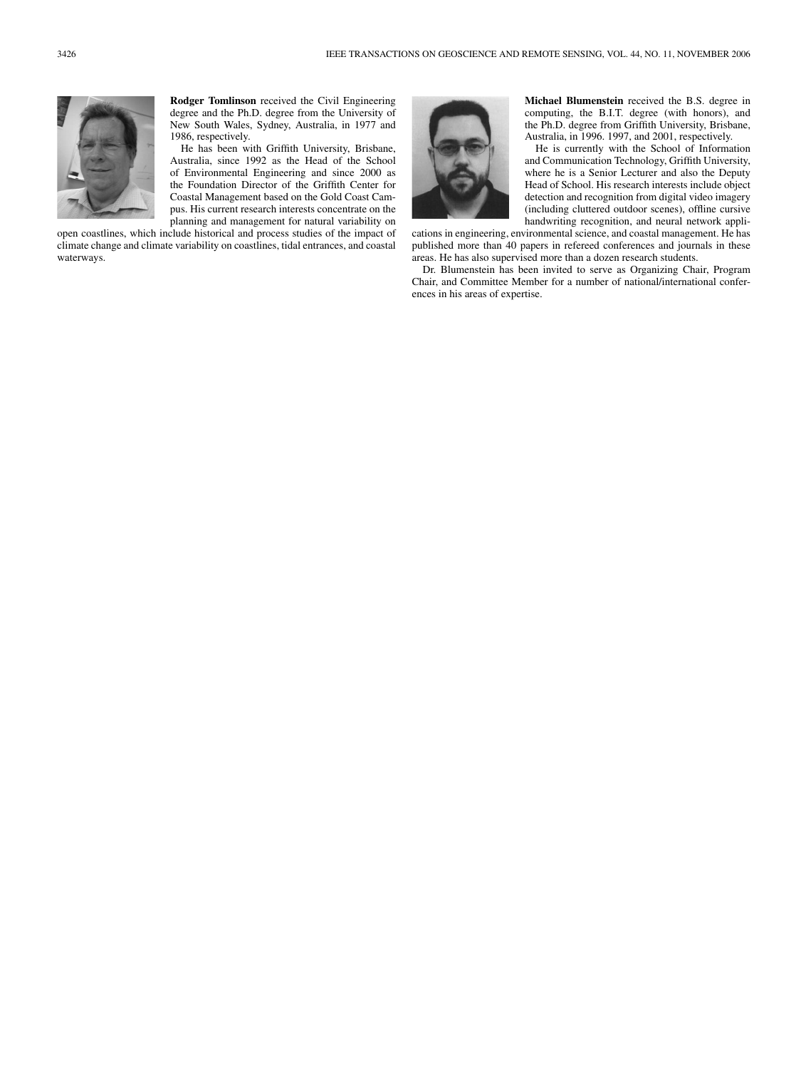**Rodger Tomlinson** received the Civil Engineering degree and the Ph.D. degree from the University of New South Wales, Sydney, Australia, in 1977 and 1986, respectively.

He has been with Griffith University, Brisbane, Australia, since 1992 as the Head of the School of Environmental Engineering and since 2000 as the Foundation Director of the Griffith Center for Coastal Management based on the Gold Coast Campus. His current research interests concentrate on the planning and management for natural variability on open coastlines, which include historical and process studies of the impact of climate change and climate variability on coastlines, tidal entrances, and coastal waterways.

**Michael Blumenstein** received the B.S. degree in computing, the B.I.T. degree (with honors), and the Ph.D. degree from Griffith University, Brisbane, Australia, in 1996. 1997, and 2001, respectively.

He is currently with the School of Information and Communication Technology, Griffith University, where he is a Senior Lecturer and also the Deputy Head of School. His research interests include object detection and recognition from digital video imagery (including cluttered outdoor scenes), offline cursive handwriting recognition, and neural network applications in engineering, environmental science, and coastal management. He has published more than 40 papers in refereed conferences and journals in these areas. He has also supervised more than a dozen research students.

Dr. Blumenstein has been invited to serve as Organizing Chair, Program Chair, and Committee Member for a number of national/international conferences in his areas of expertise.